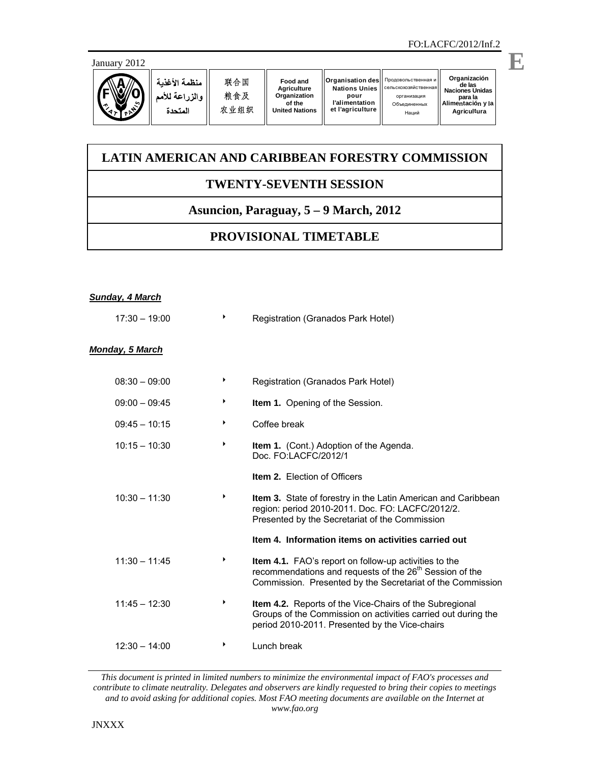FO:LACFC/2012/Inf.2

January 2012

| منظمة الأغذية والزراعة للأمم المتحدة | 联合国粮食及农业组织 | Food and Agriculture Organization of the United Nations | Organisation des Nations Unies pour l'alimentation et l'agriculture | Продовольственная и сельскохозяйственная организация Объединенных Наций | Organización de las Naciones Unidas para la Alimentación y la Agricultura |
|---|---|---|---|---|---|

**E**

# LATIN AMERICAN AND CARIBBEAN FORESTRY COMMISSION

## TWENTY-SEVENTH SESSION

### Asuncion, Paraguay, 5 – 9 March, 2012

## PROVISIONAL TIMETABLE

***Sunday, 4 March***

| | |
|---|---|
| 17:30 – 19:00 | Registration (Granados Park Hotel) |

***Monday, 5 March***

| | |
|---|---|
| 08:30 – 09:00 | Registration (Granados Park Hotel) |
| 09:00 – 09:45 | **Item 1.** Opening of the Session. |
| 09:45 – 10:15 | Coffee break |
| 10:15 – 10:30 | **Item 1.** (Cont.) Adoption of the Agenda. Doc. FO:LACFC/2012/1 |
| | **Item 2.** Election of Officers |
| 10:30 – 11:30 | **Item 3.** State of forestry in the Latin American and Caribbean region: period 2010-2011. Doc. FO: LACFC/2012/2. Presented by the Secretariat of the Commission |
| | **Item 4. Information items on activities carried out** |
| 11:30 – 11:45 | **Item 4.1.** FAO's report on follow-up activities to the recommendations and requests of the 26th Session of the Commission. Presented by the Secretariat of the Commission |
| 11:45 – 12:30 | **Item 4.2.** Reports of the Vice-Chairs of the Subregional Groups of the Commission on activities carried out during the period 2010-2011. Presented by the Vice-chairs |
| 12:30 – 14:00 | Lunch break |

*This document is printed in limited numbers to minimize the environmental impact of FAO's processes and contribute to climate neutrality. Delegates and observers are kindly requested to bring their copies to meetings and to avoid asking for additional copies. Most FAO meeting documents are available on the Internet at www.fao.org*

JNXXX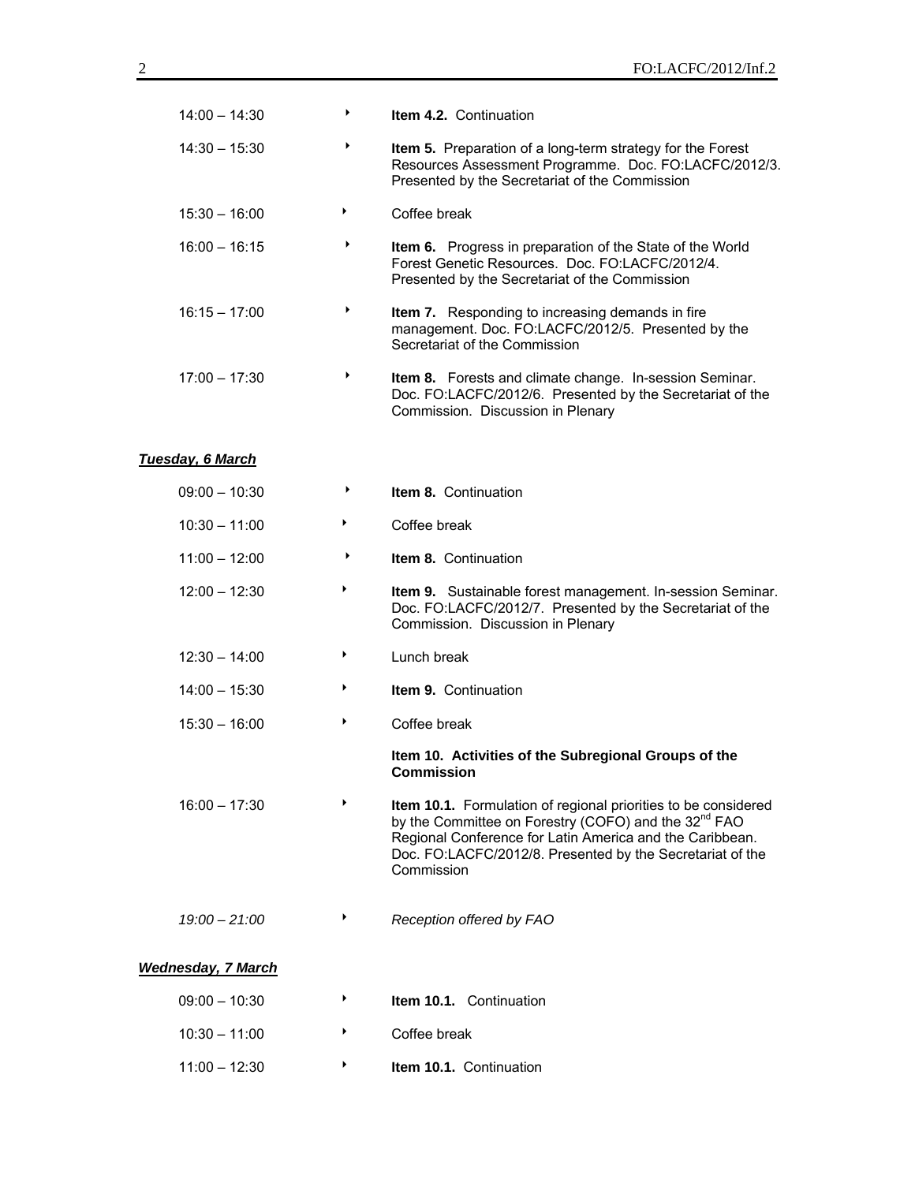| | | |
|---|---|---|
| 14:00 – 14:30 | ‣ | **Item 4.2.** Continuation |
| 14:30 – 15:30 | ‣ | **Item 5.** Preparation of a long-term strategy for the Forest Resources Assessment Programme. Doc. FO:LACFC/2012/3. Presented by the Secretariat of the Commission |
| 15:30 – 16:00 | ‣ | Coffee break |
| 16:00 – 16:15 | ‣ | **Item 6.** Progress in preparation of the State of the World Forest Genetic Resources. Doc. FO:LACFC/2012/4. Presented by the Secretariat of the Commission |
| 16:15 – 17:00 | ‣ | **Item 7.** Responding to increasing demands in fire management. Doc. FO:LACFC/2012/5. Presented by the Secretariat of the Commission |
| 17:00 – 17:30 | ‣ | **Item 8.** Forests and climate change. In-session Seminar. Doc. FO:LACFC/2012/6. Presented by the Secretariat of the Commission. Discussion in Plenary |

***Tuesday, 6 March***

| | | |
|---|---|---|
| 09:00 – 10:30 | ‣ | **Item 8.** Continuation |
| 10:30 – 11:00 | ‣ | Coffee break |
| 11:00 – 12:00 | ‣ | **Item 8.** Continuation |
| 12:00 – 12:30 | ‣ | **Item 9.** Sustainable forest management. In-session Seminar. Doc. FO:LACFC/2012/7. Presented by the Secretariat of the Commission. Discussion in Plenary |
| 12:30 – 14:00 | ‣ | Lunch break |
| 14:00 – 15:30 | ‣ | **Item 9.** Continuation |
| 15:30 – 16:00 | ‣ | Coffee break |
| | | **Item 10. Activities of the Subregional Groups of the Commission** |
| 16:00 – 17:30 | ‣ | **Item 10.1.** Formulation of regional priorities to be considered by the Committee on Forestry (COFO) and the 32nd FAO Regional Conference for Latin America and the Caribbean. Doc. FO:LACFC/2012/8. Presented by the Secretariat of the Commission |
| *19:00 – 21:00* | ‣ | *Reception offered by FAO* |

***Wednesday, 7 March***

| | | |
|---|---|---|
| 09:00 – 10:30 | ‣ | **Item 10.1.** Continuation |
| 10:30 – 11:00 | ‣ | Coffee break |
| 11:00 – 12:30 | ‣ | **Item 10.1.** Continuation |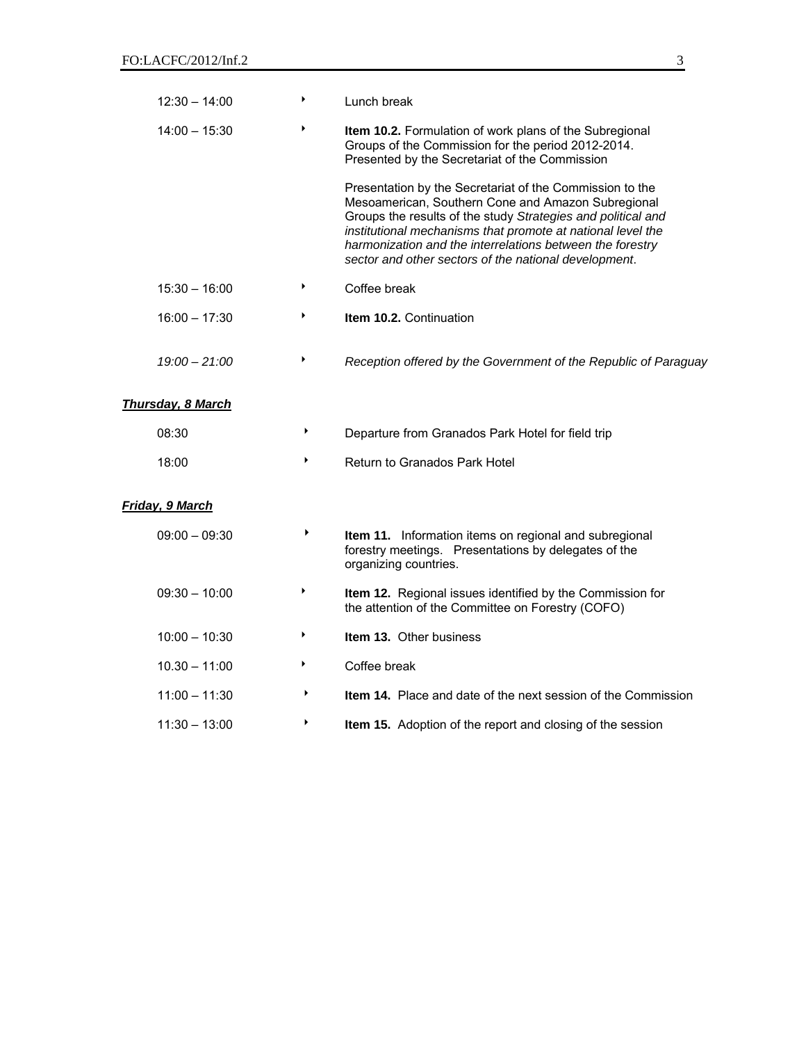| | | |
|---|---|---|
| 12:30 – 14:00 | ‣ | Lunch break |
| 14:00 – 15:30 | ‣ | **Item 10.2.** Formulation of work plans of the Subregional Groups of the Commission for the period 2012-2014. Presented by the Secretariat of the Commission<br><br>Presentation by the Secretariat of the Commission to the Mesoamerican, Southern Cone and Amazon Subregional Groups the results of the study *Strategies and political and institutional mechanisms that promote at national level the harmonization and the interrelations between the forestry sector and other sectors of the national development*. |
| 15:30 – 16:00 | ‣ | Coffee break |
| 16:00 – 17:30 | ‣ | **Item 10.2.** Continuation |
| *19:00 – 21:00* | ‣ | *Reception offered by the Government of the Republic of Paraguay* |

***Thursday, 8 March***

| | | |
|---|---|---|
| 08:30 | ‣ | Departure from Granados Park Hotel for field trip |
| 18:00 | ‣ | Return to Granados Park Hotel |

***Friday, 9 March***

| | | |
|---|---|---|
| 09:00 – 09:30 | ‣ | **Item 11.** Information items on regional and subregional forestry meetings. Presentations by delegates of the organizing countries. |
| 09:30 – 10:00 | ‣ | **Item 12.** Regional issues identified by the Commission for the attention of the Committee on Forestry (COFO) |
| 10:00 – 10:30 | ‣ | **Item 13.** Other business |
| 10.30 – 11:00 | ‣ | Coffee break |
| 11:00 – 11:30 | ‣ | **Item 14.** Place and date of the next session of the Commission |
| 11:30 – 13:00 | ‣ | **Item 15.** Adoption of the report and closing of the session |